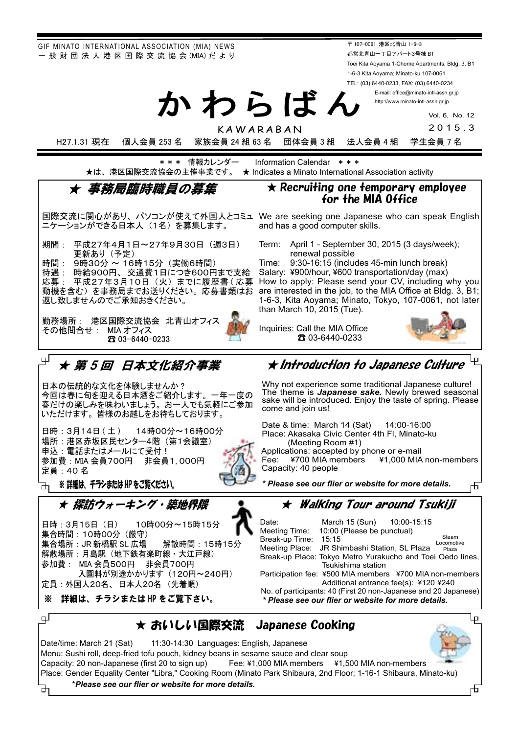GIF MINATO INTERNATIONAL ASSOCIATION (MIA) NEWS
一般財団法人港区国際交流協会(MIA)だより

〒107-0061 港区北青山 1-6-3
都営北青山一丁目アパート3号棟 B1
Toei Kita Aoyama 1-Chome Apartments, Bldg. 3, B1
1-6-3 Kita Aoyama; Minato-ku 107-0061
TEL: (03) 6440-0233, FAX: (03) 6440-0234
E-mail: office@minato-intl-assn.gr.jp
http://www.minato-intl-assn.gr.jp

# かわらばん
KAWARABAN

Vol. 6, No. 12
2015.3

H27.1.31 現在　個人会員 253 名　家族会員 24 組 63 名　団体会員 3 組　法人会員 4 組　学生会員 7 名

＊＊＊ 情報カレンダー　Information Calendar ＊＊＊
★は、港区国際交流協会の主催事業です。 ★ Indicates a Minato International Association activity

## ★ 事務局臨時職員の募集

国際交流に関心があり、パソコンが使えて外国人とコミュニケーションができる日本人（1名）を募集します。

期間：　平成27年4月1日～27年9月30日（週3日）更新あり（予定）
時間：　9時30分 ～ 16時15分（実働6時間）
待遇：　時給900円、交通費1日につき600円まで支給
応募：　平成27年3月10日（火）までに履歴書（応募動機を含む）を事務局までお送りください。応募書類はお返し致しませんのでご承知おきください。

勤務場所：　港区国際交流協会　北青山オフィス
その他問合せ：　MIA オフィス
☎ 03-6440-0233

## ★ Recruiting one temporary employee for the MIA Office

We are seeking one Japanese who can speak English and has a good computer skills.

Term: April 1 - September 30, 2015 (3 days/week); renewal possible
Time: 9:30-16:15 (includes 45-min lunch break)
Salary: ¥900/hour, ¥600 transportation/day (max)
How to apply: Please send your CV, including why you are interested in the job, to the MIA Office at Bldg. 3, B1; 1-6-3, Kita Aoyama; Minato, Tokyo, 107-0061, not later than March 10, 2015 (Tue).

Inquiries: Call the MIA Office
☎ 03-6440-0233

## ★ 第 5 回　日本文化紹介事業

日本の伝統的な文化を体験しませんか？
今回は春に旬を迎える日本酒をご紹介します。一年一度の春だけの楽しみを味わいましょう。お一人でも気軽にご参加いただけます。皆様のお越しをお待ちしております。

日時：3月14日（土）　14時00分～16時00分
場所：港区赤坂区民センター4階（第1会議室）
申込：電話またはメールにて受付！
参加費：MIA 会員700円　非会員1,000円
定員：40 名

※ 詳細は、チラシまたは HP をご覧ください。

## ★ Introduction to Japanese Culture

Why not experience some traditional Japanese culture! The theme is ***Japanese sake.*** Newly brewed seasonal sake will be introduced. Enjoy the taste of spring. Please come and join us!

Date & time: March 14 (Sat)　14:00-16:00
Place: Akasaka Civic Center 4th Fl, Minato-ku (Meeting Room #1)
Applications: accepted by phone or e-mail
Fee: ¥700 MIA members　¥1,000 MIA non-members
Capacity: 40 people

***\* Please see our flier or website for more details.***

## ★ 探訪ウォーキング・築地界隈

日時：3月15日（日）　10時00分～15時15分
集合時間：10時00分（厳守）
集合場所：JR 新橋駅 SL 広場　　解散時間：15時15分
解散場所：月島駅（地下鉄有楽町線・大江戸線）
参加費：MIA 会員500円　非会員700円
入園料が別途かかります（120円～240円）
定員：外国人20名、日本人20名（先着順）

※　詳細は、チラシまたは HP をご覧下さい。

## ★ Walking Tour around Tsukiji

Date: March 15 (Sun)　10:00-15:15
Meeting Time: 10:00 (Please be punctual)
Break-up Time: 15:15
Meeting Place: JR Shimbashi Station, SL Plaza (Steam Locomotive Plaza)
Break-up Place: Tokyo Metro Yurakucho and Toei Oedo lines, Tsukishima station
Participation fee: ¥500 MIA members　¥700 MIA non-members
Additional entrance fee(s): ¥120-¥240
No. of participants: 40 (First 20 non-Japanese and 20 Japanese)

***\* Please see our flier or website for more details.***

## ★ おいしい国際交流　Japanese Cooking

Date/time: March 21 (Sat)　11:30-14:30　Languages: English, Japanese
Menu: Sushi roll, deep-fried tofu pouch, kidney beans in sesame sauce and clear soup
Capacity: 20 non-Japanese (first 20 to sign up)　Fee: ¥1,000 MIA members　¥1,500 MIA non-members
Place: Gender Equality Center "Libra," Cooking Room (Minato Park Shibaura, 2nd Floor; 1-16-1 Shibaura, Minato-ku)

*\*Please see our flier or website for more details.*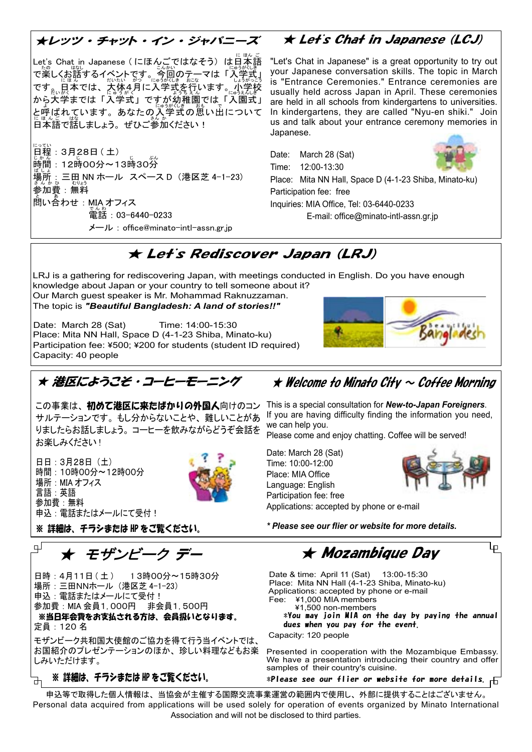## ★レッツ・チャット・イン・ジャパニーズ

Let's Chat in Japanese（にほんごではなそう）は日本語で楽しくお話するイベントです。今回のテーマは「入学式」です。日本では、大体4月に入学式を行います。小学校から大学までは「入学式」ですが幼稚園では「入園式」と呼ばれています。あなたの入学式の思い出について日本語で話しましょう。ぜひご参加ください！

日程：3月28日（土）
時間：12時00分～13時30分
場所：三田 NN ホール スペース D（港区芝 4-1-23）
参加費：無料
問い合わせ：MIA オフィス
電話：03-6440-0233
メール：office@minato-intl-assn.gr.jp

## ★ Let's Chat in Japanese (LCJ)

"Let's Chat in Japanese" is a great opportunity to try out your Japanese conversation skills. The topic in March is "Entrance Ceremonies." Entrance ceremonies are usually held across Japan in April. These ceremonies are held in all schools from kindergartens to universities. In kindergartens, they are called "Nyu-en shiki." Join us and talk about your entrance ceremony memories in Japanese.

Date: March 28 (Sat)
Time: 12:00-13:30
Place: Mita NN Hall, Space D (4-1-23 Shiba, Minato-ku)
Participation fee: free
Inquiries: MIA Office, Tel: 03-6440-0233
E-mail: office@minato-intl-assn.gr.jp

## ★ Let's Rediscover Japan (LRJ)

LRJ is a gathering for rediscovering Japan, with meetings conducted in English. Do you have enough knowledge about Japan or your country to tell someone about it?
Our March guest speaker is Mr. Mohammad Raknuzzaman.
The topic is ***"Beautiful Bangladesh: A land of stories!!"***

Date: March 28 (Sat) Time: 14:00-15:30
Place: Mita NN Hall, Space D (4-1-23 Shiba, Minato-ku)
Participation fee: ¥500; ¥200 for students (student ID required)
Capacity: 40 people

## ★ 港区にようこそ・コーヒーモーニング

この事業は、**初めて港区に来たばかりの外国人**向けのコンサルテーションです。もし分からないことや、難しいことがありましたらお話しましょう。コーヒーを飲みながらどうぞ会話をお楽しみください！

日日：3月28日（土）
時間：10時00分～12時00分
場所：MIA オフィス
言語：英語
参加費：無料
申込：電話またはメールにて受付！

**※ 詳細は、チラシまたは HP をご覧ください。**

## ★ Welcome to Minato City ～ Coffee Morning

This is a special consultation for ***New-to-Japan Foreigners***.
If you are having difficulty finding the information you need, we can help you.
Please come and enjoy chatting. Coffee will be served!

Date: March 28 (Sat)
Time: 10:00-12:00
Place: MIA Office
Language: English
Participation fee: free
Applications: accepted by phone or e-mail

***\* Please see our flier or website for more details.***

## ★ モザンビーク デー

日時：4月11日（土） 13時00分～15時30分
場所：三田NNホール（港区芝 4-1-23）
申込：電話またはメールにて受付！
参加費：MIA 会員1,000円　非会員1,500円
**※当日年会費をお支払される方は、会員扱いとなります。**
定員：120 名

モザンビーク共和国大使館のご協力を得て行う当イベントでは、お国紹介のプレゼンテーションのほか、珍しい料理などもお楽しみいただけます。

**※ 詳細は、チラシまたは HP をご覧ください。**

## ★ Mozambique Day

Date & time: April 11 (Sat) 13:00-15:30
Place: Mita NN Hall (4-1-23 Shiba, Minato-ku)
Applications: accepted by phone or e-mail
Fee: ¥1,000 MIA members
¥1,500 non-members
**\*You may join MIA on the day by paying the annual dues when you pay for the event.**
Capacity: 120 people

Presented in cooperation with the Mozambique Embassy. We have a presentation introducing their country and offer samples of their country's cuisine.

**\*Please see our flier or website for more details.**

申込等で取得した個人情報は、当協会が主催する国際交流事業運営の範囲内で使用し、外部に提供することはございません。
Personal data acquired from applications will be used solely for operation of events organized by Minato International Association and will not be disclosed to third parties.